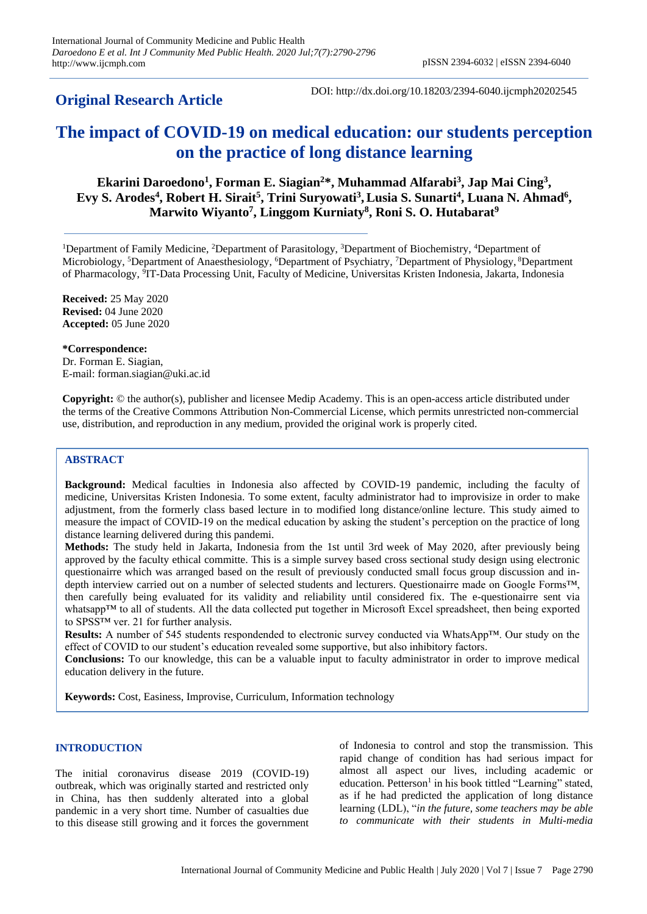**Original Research Article**

DOI: http://dx.doi.org/10.18203/2394-6040.ijcmph20202545

# The impact of COVID-19 on medical education: our students perception on the practice of long distance learning

**Ekarini Daroedono[1], Forman E. Siagian[2]*, Muhammad Alfarabi[3], Jap Mai Cing[3], Evy S. Arodes[4], Robert H. Sirait[5], Trini Suryowati[3], Lusia S. Sunarti[4], Luana N. Ahmad[6], Marwito Wiyanto[7], Linggom Kurniaty[8], Roni S. O. Hutabarat[9]**

[1]Department of Family Medicine, [2]Department of Parasitology, [3]Department of Biochemistry, [4]Department of Microbiology, [5]Department of Anaesthesiology, [6]Department of Psychiatry, [7]Department of Physiology, [8]Department of Pharmacology, [9]IT-Data Processing Unit, Faculty of Medicine, Universitas Kristen Indonesia, Jakarta, Indonesia

**Received:** 25 May 2020
**Revised:** 04 June 2020
**Accepted:** 05 June 2020

***Correspondence:**
Dr. Forman E. Siagian,
E-mail: forman.siagian@uki.ac.id

**Copyright:** © the author(s), publisher and licensee Medip Academy. This is an open-access article distributed under the terms of the Creative Commons Attribution Non-Commercial License, which permits unrestricted non-commercial use, distribution, and reproduction in any medium, provided the original work is properly cited.

## ABSTRACT

**Background:** Medical faculties in Indonesia also affected by COVID-19 pandemic, including the faculty of medicine, Universitas Kristen Indonesia. To some extent, faculty administrator had to improvisize in order to make adjustment, from the formerly class based lecture in to modified long distance/online lecture. This study aimed to measure the impact of COVID-19 on the medical education by asking the student's perception on the practice of long distance learning delivered during this pandemi.

**Methods:** The study held in Jakarta, Indonesia from the 1st until 3rd week of May 2020, after previously being approved by the faculty ethical committe. This is a simple survey based cross sectional study design using electronic questionairre which was arranged based on the result of previously conducted small focus group discussion and in-depth interview carried out on a number of selected students and lecturers. Questionairre made on Google Forms™, then carefully being evaluated for its validity and reliability until considered fix. The e-questionairre sent via whatsapp™ to all of students. All the data collected put together in Microsoft Excel spreadsheet, then being exported to SPSS™ ver. 21 for further analysis.

**Results:** A number of 545 students respondended to electronic survey conducted via WhatsApp™. Our study on the effect of COVID to our student's education revealed some supportive, but also inhibitory factors.

**Conclusions:** To our knowledge, this can be a valuable input to faculty administrator in order to improve medical education delivery in the future.

**Keywords:** Cost, Easiness, Improvise, Curriculum, Information technology

## INTRODUCTION

The initial coronavirus disease 2019 (COVID-19) outbreak, which was originally started and restricted only in China, has then suddenly alterated into a global pandemic in a very short time. Number of casualties due to this disease still growing and it forces the government of Indonesia to control and stop the transmission. This rapid change of condition has had serious impact for almost all aspect our lives, including academic or education. Petterson[1] in his book tittled "Learning" stated, as if he had predicted the application of long distance learning (LDL), "*in the future, some teachers may be able to communicate with their students in Multi-media*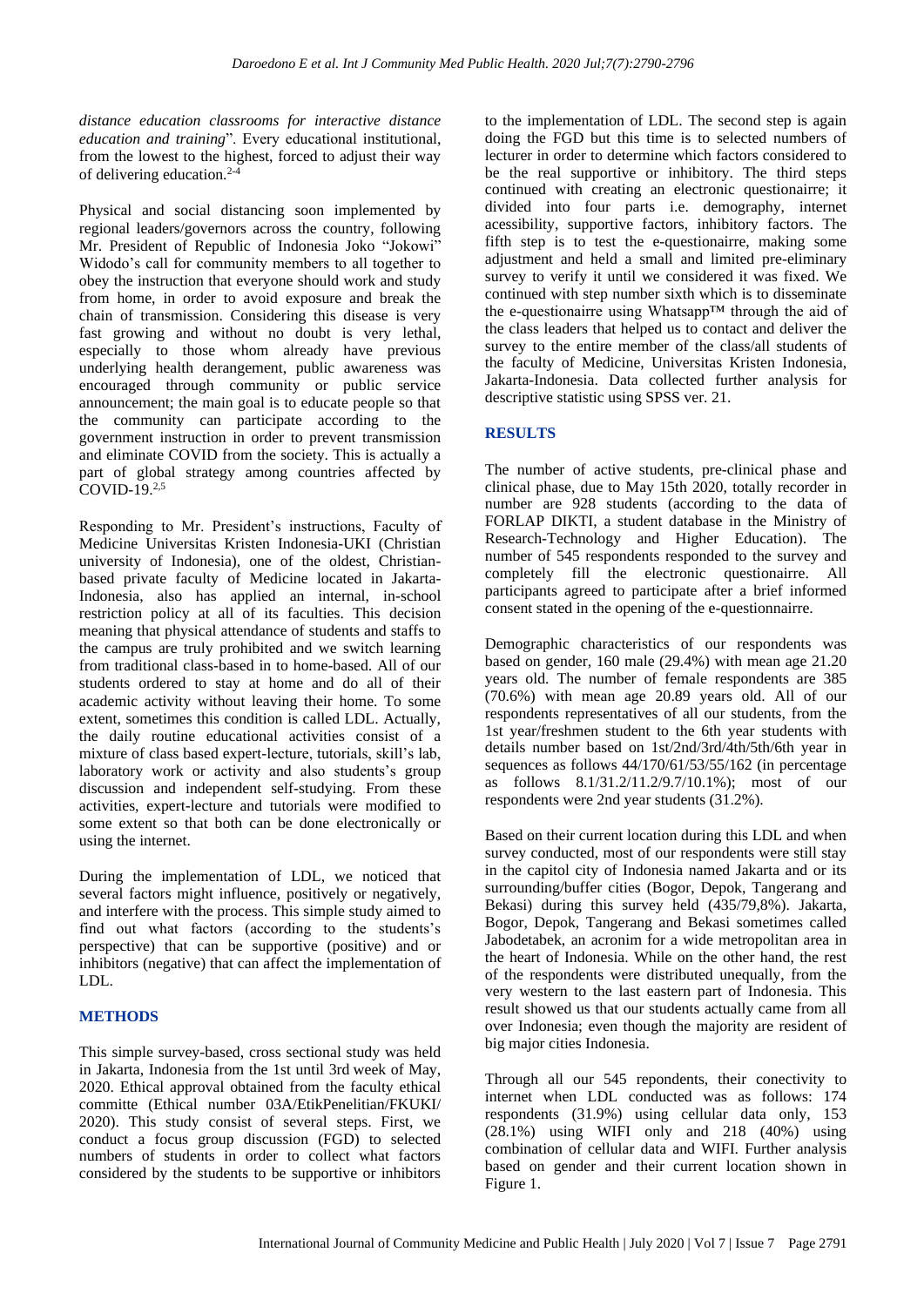*distance education classrooms for interactive distance education and training*". Every educational institutional, from the lowest to the highest, forced to adjust their way of delivering education.[2-4]

Physical and social distancing soon implemented by regional leaders/governors across the country, following Mr. President of Republic of Indonesia Joko "Jokowi" Widodo's call for community members to all together to obey the instruction that everyone should work and study from home, in order to avoid exposure and break the chain of transmission. Considering this disease is very fast growing and without no doubt is very lethal, especially to those whom already have previous underlying health derangement, public awareness was encouraged through community or public service announcement; the main goal is to educate people so that the community can participate according to the government instruction in order to prevent transmission and eliminate COVID from the society. This is actually a part of global strategy among countries affected by COVID-19.[2,5]

Responding to Mr. President's instructions, Faculty of Medicine Universitas Kristen Indonesia-UKI (Christian university of Indonesia), one of the oldest, Christian-based private faculty of Medicine located in Jakarta-Indonesia, also has applied an internal, in-school restriction policy at all of its faculties. This decision meaning that physical attendance of students and staffs to the campus are truly prohibited and we switch learning from traditional class-based in to home-based. All of our students ordered to stay at home and do all of their academic activity without leaving their home. To some extent, sometimes this condition is called LDL. Actually, the daily routine educational activities consist of a mixture of class based expert-lecture, tutorials, skill's lab, laboratory work or activity and also students's group discussion and independent self-studying. From these activities, expert-lecture and tutorials were modified to some extent so that both can be done electronically or using the internet.

During the implementation of LDL, we noticed that several factors might influence, positively or negatively, and interfere with the process. This simple study aimed to find out what factors (according to the students's perspective) that can be supportive (positive) and or inhibitors (negative) that can affect the implementation of LDL.

## METHODS

This simple survey-based, cross sectional study was held in Jakarta, Indonesia from the 1st until 3rd week of May, 2020. Ethical approval obtained from the faculty ethical committe (Ethical number 03A/EtikPenelitian/FKUKI/ 2020). This study consist of several steps. First, we conduct a focus group discussion (FGD) to selected numbers of students in order to collect what factors considered by the students to be supportive or inhibitors to the implementation of LDL. The second step is again doing the FGD but this time is to selected numbers of lecturer in order to determine which factors considered to be the real supportive or inhibitory. The third steps continued with creating an electronic questionairre; it divided into four parts i.e. demography, internet acessibility, supportive factors, inhibitory factors. The fifth step is to test the e-questionairre, making some adjustment and held a small and limited pre-eliminary survey to verify it until we considered it was fixed. We continued with step number sixth which is to disseminate the e-questionairre using Whatsapp™ through the aid of the class leaders that helped us to contact and deliver the survey to the entire member of the class/all students of the faculty of Medicine, Universitas Kristen Indonesia, Jakarta-Indonesia. Data collected further analysis for descriptive statistic using SPSS ver. 21.

## RESULTS

The number of active students, pre-clinical phase and clinical phase, due to May 15th 2020, totally recorder in number are 928 students (according to the data of FORLAP DIKTI, a student database in the Ministry of Research-Technology and Higher Education). The number of 545 respondents responded to the survey and completely fill the electronic questionairre. All participants agreed to participate after a brief informed consent stated in the opening of the e-questionnairre.

Demographic characteristics of our respondents was based on gender, 160 male (29.4%) with mean age 21.20 years old. The number of female respondents are 385 (70.6%) with mean age 20.89 years old. All of our respondents representatives of all our students, from the 1st year/freshmen student to the 6th year students with details number based on 1st/2nd/3rd/4th/5th/6th year in sequences as follows 44/170/61/53/55/162 (in percentage as follows 8.1/31.2/11.2/9.7/10.1%); most of our respondents were 2nd year students (31.2%).

Based on their current location during this LDL and when survey conducted, most of our respondents were still stay in the capitol city of Indonesia named Jakarta and or its surrounding/buffer cities (Bogor, Depok, Tangerang and Bekasi) during this survey held (435/79,8%). Jakarta, Bogor, Depok, Tangerang and Bekasi sometimes called Jabodetabek, an acronim for a wide metropolitan area in the heart of Indonesia. While on the other hand, the rest of the respondents were distributed unequally, from the very western to the last eastern part of Indonesia. This result showed us that our students actually came from all over Indonesia; even though the majority are resident of big major cities Indonesia.

Through all our 545 repondents, their conectivity to internet when LDL conducted was as follows: 174 respondents (31.9%) using cellular data only, 153 (28.1%) using WIFI only and 218 (40%) using combination of cellular data and WIFI. Further analysis based on gender and their current location shown in Figure 1.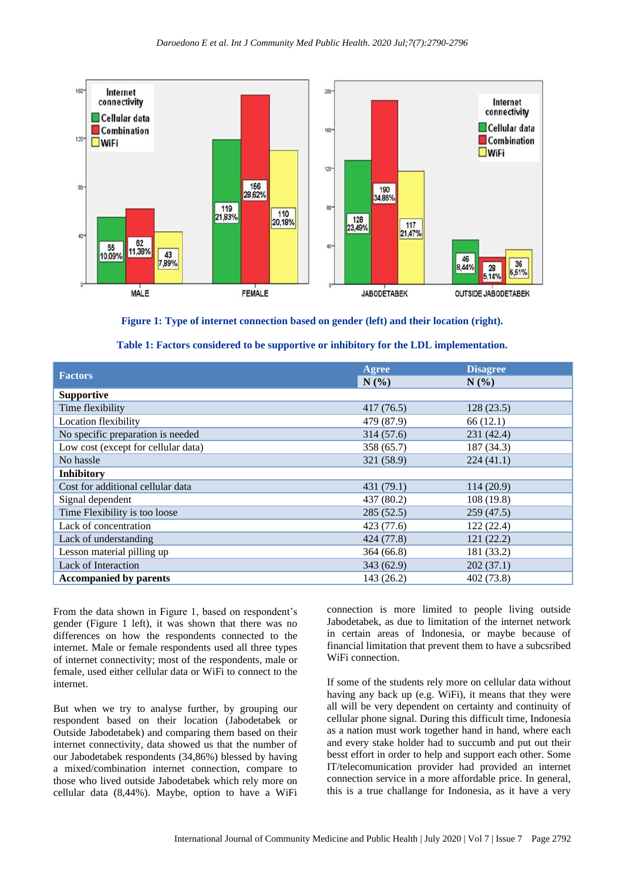**Figure 1: Type of internet connection based on gender (left) and their location (right).**

**Table 1: Factors considered to be supportive or inhibitory for the LDL implementation.**

| Factors | Agree N (%) | Disagree N (%) |
|---|---|---|
| **Supportive** | | |
| Time flexibility | 417 (76.5) | 128 (23.5) |
| Location flexibility | 479 (87.9) | 66 (12.1) |
| No specific preparation is needed | 314 (57.6) | 231 (42.4) |
| Low cost (except for cellular data) | 358 (65.7) | 187 (34.3) |
| No hassle | 321 (58.9) | 224 (41.1) |
| **Inhibitory** | | |
| Cost for additional cellular data | 431 (79.1) | 114 (20.9) |
| Signal dependent | 437 (80.2) | 108 (19.8) |
| Time Flexibility is too loose | 285 (52.5) | 259 (47.5) |
| Lack of concentration | 423 (77.6) | 122 (22.4) |
| Lack of understanding | 424 (77.8) | 121 (22.2) |
| Lesson material pilling up | 364 (66.8) | 181 (33.2) |
| Lack of Interaction | 343 (62.9) | 202 (37.1) |
| **Accompanied by parents** | 143 (26.2) | 402 (73.8) |

From the data shown in Figure 1, based on respondent's gender (Figure 1 left), it was shown that there was no differences on how the respondents connected to the internet. Male or female respondents used all three types of internet connectivity; most of the respondents, male or female, used either cellular data or WiFi to connect to the internet.

But when we try to analyse further, by grouping our respondent based on their location (Jabodetabek or Outside Jabodetabek) and comparing them based on their internet connectivity, data showed us that the number of our Jabodetabek respondents (34,86%) blessed by having a mixed/combination internet connection, compare to those who lived outside Jabodetabek which rely more on cellular data (8,44%). Maybe, option to have a WiFi connection is more limited to people living outside Jabodetabek, as due to limitation of the internet network in certain areas of Indonesia, or maybe because of financial limitation that prevent them to have a subcsribed WiFi connection.

If some of the students rely more on cellular data without having any back up (e.g. WiFi), it means that they were all will be very dependent on certainty and continuity of cellular phone signal. During this difficult time, Indonesia as a nation must work together hand in hand, where each and every stake holder had to succumb and put out their besst effort in order to help and support each other. Some IT/telecomunication provider had provided an internet connection service in a more affordable price. In general, this is a true challange for Indonesia, as it have a very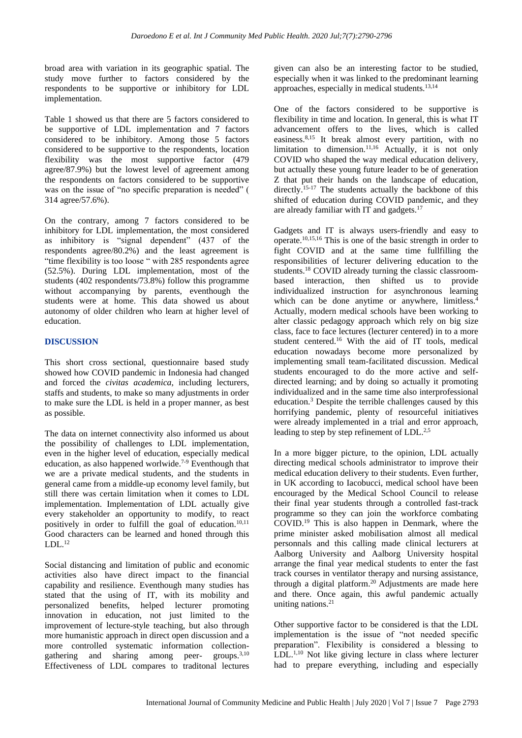broad area with variation in its geographic spatial. The study move further to factors considered by the respondents to be supportive or inhibitory for LDL implementation.

Table 1 showed us that there are 5 factors considered to be supportive of LDL implementation and 7 factors considered to be inhibitory. Among those 5 factors considered to be supportive to the respondents, location flexibility was the most supportive factor (479 agree/87.9%) but the lowest level of agreement among the respondents on factors considered to be supportive was on the issue of "no specific preparation is needed" ( 314 agree/57.6%).

On the contrary, among 7 factors considered to be inhibitory for LDL implementation, the most considered as inhibitory is "signal dependent" (437 of the respondents agree/80.2%) and the least agreement is "time flexibility is too loose " with 285 respondents agree (52.5%). During LDL implementation, most of the students (402 respondents/73.8%) follow this programme without accompanying by parents, eventhough the students were at home. This data showed us about autonomy of older children who learn at higher level of education.

## DISCUSSION

This short cross sectional, questionnaire based study showed how COVID pandemic in Indonesia had changed and forced the *civitas academica*, including lecturers, staffs and students, to make so many adjustments in order to make sure the LDL is held in a proper manner, as best as possible.

The data on internet connectivity also informed us about the possibility of challenges to LDL implementation, even in the higher level of education, especially medical education, as also happened worlwide.[7-9] Eventhough that we are a private medical students, and the students in general came from a middle-up economy level family, but still there was certain limitation when it comes to LDL implementation. Implementation of LDL actually give every stakeholder an opportunity to modify, to react positively in order to fulfill the goal of education.[10,11] Good characters can be learned and honed through this LDL.[12]

Social distancing and limitation of public and economic activities also have direct impact to the financial capability and resilience. Eventhough many studies has stated that the using of IT, with its mobility and personalized benefits, helped lecturer promoting innovation in education, not just limited to the improvement of lecture-style teaching, but also through more humanistic approach in direct open discussion and a more controlled systematic information collection-gathering and sharing among peer- groups.[3,10] Effectiveness of LDL compares to traditonal lectures given can also be an interesting factor to be studied, especially when it was linked to the predominant learning approaches, especially in medical students.[13,14]

One of the factors considered to be supportive is flexibility in time and location. In general, this is what IT advancement offers to the lives, which is called easiness.[8,15] It break almost every partition, with no limitation to dimension.[11,16] Actually, it is not only COVID who shaped the way medical education delivery, but actually these young future leader to be of generation Z that put their hands on the landscape of education, directly.[15-17] The students actually the backbone of this shifted of education during COVID pandemic, and they are already familiar with IT and gadgets.[17]

Gadgets and IT is always users-friendly and easy to operate.[10,15,16] This is one of the basic strength in order to fight COVID and at the same time fullfilling the responsibilities of lecturer delivering education to the students.[18] COVID already turning the classic classroom-based interaction, then shifted us to provide individualized instruction for asynchronous learning which can be done anytime or anywhere, limitless.[4] Actually, modern medical schools have been working to alter classic pedagogy approach which rely on big size class, face to face lectures (lecturer centered) in to a more student centered.[16] With the aid of IT tools, medical education nowadays become more personalized by implementing small team-facilitated discussion. Medical students encouraged to do the more active and self-directed learning; and by doing so actually it promoting individualized and in the same time also interprofessional education.[3] Despite the terrible challenges caused by this horrifying pandemic, plenty of resourceful initiatives were already implemented in a trial and error approach, leading to step by step refinement of LDL.[2,5]

In a more bigger picture, to the opinion, LDL actually directing medical schools administrator to improve their medical education delivery to their students. Even further, in UK according to Iacobucci, medical school have been encouraged by the Medical School Council to release their final year students through a controlled fast-track programme so they can join the workforce combating COVID.[19] This is also happen in Denmark, where the prime minister asked mobilisation almost all medical personnals and this calling made clinical lecturers at Aalborg University and Aalborg University hospital arrange the final year medical students to enter the fast track courses in ventilator therapy and nursing assistance, through a digital platform.[20] Adjustments are made here and there. Once again, this awful pandemic actually uniting nations.[21]

Other supportive factor to be considered is that the LDL implementation is the issue of "not needed specific preparation". Flexibility is considered a blessing to LDL.[1,10] Not like giving lecture in class where lecturer had to prepare everything, including and especially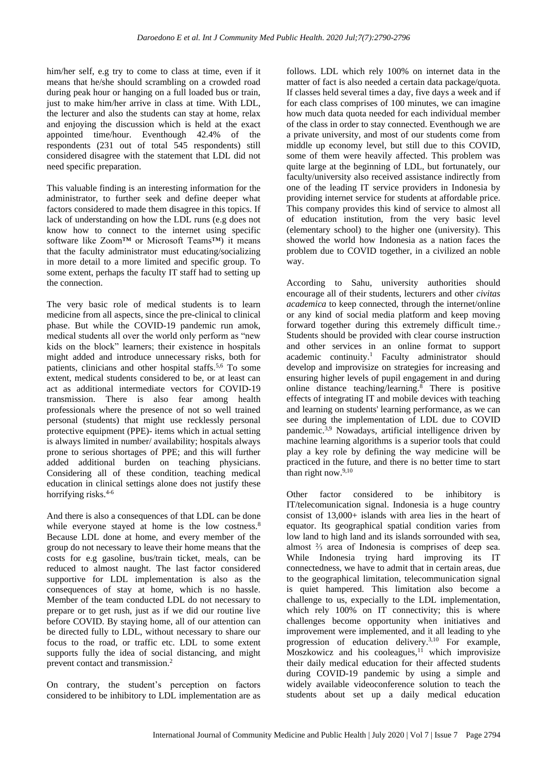him/her self, e.g try to come to class at time, even if it means that he/she should scrambling on a crowded road during peak hour or hanging on a full loaded bus or train, just to make him/her arrive in class at time. With LDL, the lecturer and also the students can stay at home, relax and enjoying the discussion which is held at the exact appointed time/hour. Eventhough 42.4% of the respondents (231 out of total 545 respondents) still considered disagree with the statement that LDL did not need specific preparation.

This valuable finding is an interesting information for the administrator, to further seek and define deeper what factors considered to made them disagree in this topics. If lack of understanding on how the LDL runs (e.g does not know how to connect to the internet using specific software like Zoom™ or Microsoft Teams™) it means that the faculty administrator must educating/socializing in more detail to a more limited and specific group. To some extent, perhaps the faculty IT staff had to setting up the connection.

The very basic role of medical students is to learn medicine from all aspects, since the pre-clinical to clinical phase. But while the COVID-19 pandemic run amok, medical students all over the world only perform as "new kids on the block" learners; their existence in hospitals might added and introduce unnecessary risks, both for patients, clinicians and other hospital staffs.[5,6] To some extent, medical students considered to be, or at least can act as additional intermediate vectors for COVID-19 transmission. There is also fear among health professionals where the presence of not so well trained personal (students) that might use recklessly personal protective equipment (PPE)- items which in actual setting is always limited in number/ availability; hospitals always prone to serious shortages of PPE; and this will further added additional burden on teaching physicians. Considering all of these condition, teaching medical education in clinical settings alone does not justify these horrifying risks.[4-6]

And there is also a consequences of that LDL can be done while everyone stayed at home is the low costness.[8] Because LDL done at home, and every member of the group do not necessary to leave their home means that the costs for e.g gasoline, bus/train ticket, meals, can be reduced to almost naught. The last factor considered supportive for LDL implementation is also as the consequences of stay at home, which is no hassle. Member of the team conducted LDL do not necessary to prepare or to get rush, just as if we did our routine live before COVID. By staying home, all of our attention can be directed fully to LDL, without necessary to share our focus to the road, or traffic etc. LDL to some extent supports fully the idea of social distancing, and might prevent contact and transmission.[2]

On contrary, the student's perception on factors considered to be inhibitory to LDL implementation are as follows. LDL which rely 100% on internet data in the matter of fact is also needed a certain data package/quota. If classes held several times a day, five days a week and if for each class comprises of 100 minutes, we can imagine how much data quota needed for each individual member of the class in order to stay connected. Eventhough we are a private university, and most of our students come from middle up economy level, but still due to this COVID, some of them were heavily affected. This problem was quite large at the beginning of LDL, but fortunately, our faculty/university also received assistance indirectly from one of the leading IT service providers in Indonesia by providing internet service for students at affordable price. This company provides this kind of service to almost all of education institution, from the very basic level (elementary school) to the higher one (university). This showed the world how Indonesia as a nation faces the problem due to COVID together, in a civilized an noble way.

According to Sahu, university authorities should encourage all of their students, lecturers and other *civitas academica* to keep connected, through the internet/online or any kind of social media platform and keep moving forward together during this extremely difficult time.[7] Students should be provided with clear course instruction and other services in an online format to support academic continuity.[1] Faculty administrator should develop and improvisize on strategies for increasing and ensuring higher levels of pupil engagement in and during online distance teaching/learning.[8] There is positive effects of integrating IT and mobile devices with teaching and learning on students' learning performance, as we can see during the implementation of LDL due to COVID pandemic.[3,9] Nowadays, artificial intelligence driven by machine learning algorithms is a superior tools that could play a key role by defining the way medicine will be practiced in the future, and there is no better time to start than right now.[9,10]

Other factor considered to be inhibitory is IT/telecomunication signal. Indonesia is a huge country consist of 13,000+ islands with area lies in the heart of equator. Its geographical spatial condition varies from low land to high land and its islands sorrounded with sea, almost ⅔ area of Indonesia is comprises of deep sea. While Indonesia trying hard improving its IT connectedness, we have to admit that in certain areas, due to the geographical limitation, telecommunication signal is quiet hampered. This limitation also become a challenge to us, expecially to the LDL implementation, which rely 100% on IT connectivity; this is where challenges become opportunity when initiatives and improvement were implemented, and it all leading to yhe progression of education delivery.[3,10] For example, Moszkowicz and his cooleagues,[11] which improvisize their daily medical education for their affected students during COVID-19 pandemic by using a simple and widely available videoconference solution to teach the students about set up a daily medical education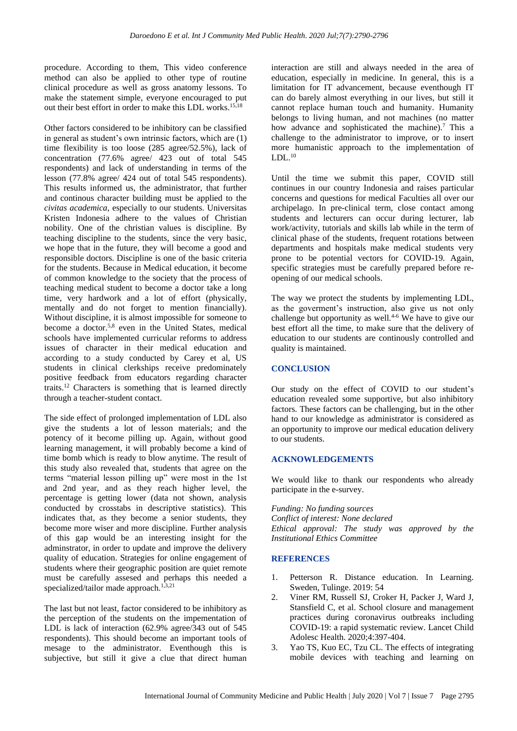procedure. According to them, This video conference method can also be applied to other type of routine clinical procedure as well as gross anatomy lessons. To make the statement simple, everyone encouraged to put out their best effort in order to make this LDL works.[15,18]

Other factors considered to be inhibitory can be classified in general as student's own intrinsic factors, which are (1) time flexibility is too loose (285 agree/52.5%), lack of concentration (77.6% agree/ 423 out of total 545 respondents) and lack of understanding in terms of the lesson (77.8% agree/ 424 out of total 545 respondents). This results informed us, the administrator, that further and continous character building must be applied to the *civitas academica*, especially to our students. Universitas Kristen Indonesia adhere to the values of Christian nobility. One of the christian values is discipline. By teaching discipline to the students, since the very basic, we hope that in the future, they will become a good and responsible doctors. Discipline is one of the basic criteria for the students. Because in Medical education, it become of common knowledge to the society that the process of teaching medical student to become a doctor take a long time, very hardwork and a lot of effort (physically, mentally and do not forget to mention financially). Without discipline, it is almost impossible for someone to become a doctor.[5,8] even in the United States, medical schools have implemented curricular reforms to address issues of character in their medical education and according to a study conducted by Carey et al, US students in clinical clerkships receive predominately positive feedback from educators regarding character traits.[12] Characters is something that is learned directly through a teacher-student contact.

The side effect of prolonged implementation of LDL also give the students a lot of lesson materials; and the potency of it become pilling up. Again, without good learning management, it will probably become a kind of time bomb which is ready to blow anytime. The result of this study also revealed that, students that agree on the terms "material lesson pilling up" were most in the 1st and 2nd year, and as they reach higher level, the percentage is getting lower (data not shown, analysis conducted by crosstabs in descriptive statistics). This indicates that, as they become a senior students, they become more wiser and more discipline. Further analysis of this gap would be an interesting insight for the adminstrator, in order to update and improve the delivery quality of education. Strategies for online engagement of students where their geographic position are quiet remote must be carefully assesed and perhaps this needed a specialized/tailor made approach.[1,3,21]

The last but not least, factor considered to be inhibitory as the perception of the students on the impementation of LDL is lack of interaction (62.9% agree/343 out of 545 respondents). This should become an important tools of mesage to the administrator. Eventhough this is subjective, but still it give a clue that direct human interaction are still and always needed in the area of education, especially in medicine. In general, this is a limitation for IT advancement, because eventhough IT can do barely almost everything in our lives, but still it cannot replace human touch and humanity. Humanity belongs to living human, and not machines (no matter how advance and sophisticated the machine).[7] This a challenge to the administrator to improve, or to insert more humanistic approach to the implementation of LDL.[10]

Until the time we submit this paper, COVID still continues in our country Indonesia and raises particular concerns and questions for medical Faculties all over our archipelago. In pre-clinical term, close contact among students and lecturers can occur during lecturer, lab work/activity, tutorials and skills lab while in the term of clinical phase of the students, frequent rotations between departments and hospitals make medical students very prone to be potential vectors for COVID-19. Again, specific strategies must be carefully prepared before re-opening of our medical schools.

The way we protect the students by implementing LDL, as the goverment's instruction, also give us not only challenge but opportunity as well.[4-6] We have to give our best effort all the time, to make sure that the delivery of education to our students are continously controlled and quality is maintained.

## CONCLUSION

Our study on the effect of COVID to our student's education revealed some supportive, but also inhibitory factors. These factors can be challenging, but in the other hand to our knowledge as administrator is considered as an opportunity to improve our medical education delivery to our students.

## ACKNOWLEDGEMENTS

We would like to thank our respondents who already participate in the e-survey.

*Funding: No funding sources*
*Conflict of interest: None declared*
*Ethical approval: The study was approved by the Institutional Ethics Committee*

## REFERENCES

1. Petterson R. Distance education. In Learning. Sweden, Tulinge. 2019: 54
2. Viner RM, Russell SJ, Croker H, Packer J, Ward J, Stansfield C, et al. School closure and management practices during coronavirus outbreaks including COVID-19: a rapid systematic review. Lancet Child Adolesc Health. 2020;4:397-404.
3. Yao TS, Kuo EC, Tzu CL. The effects of integrating mobile devices with teaching and learning on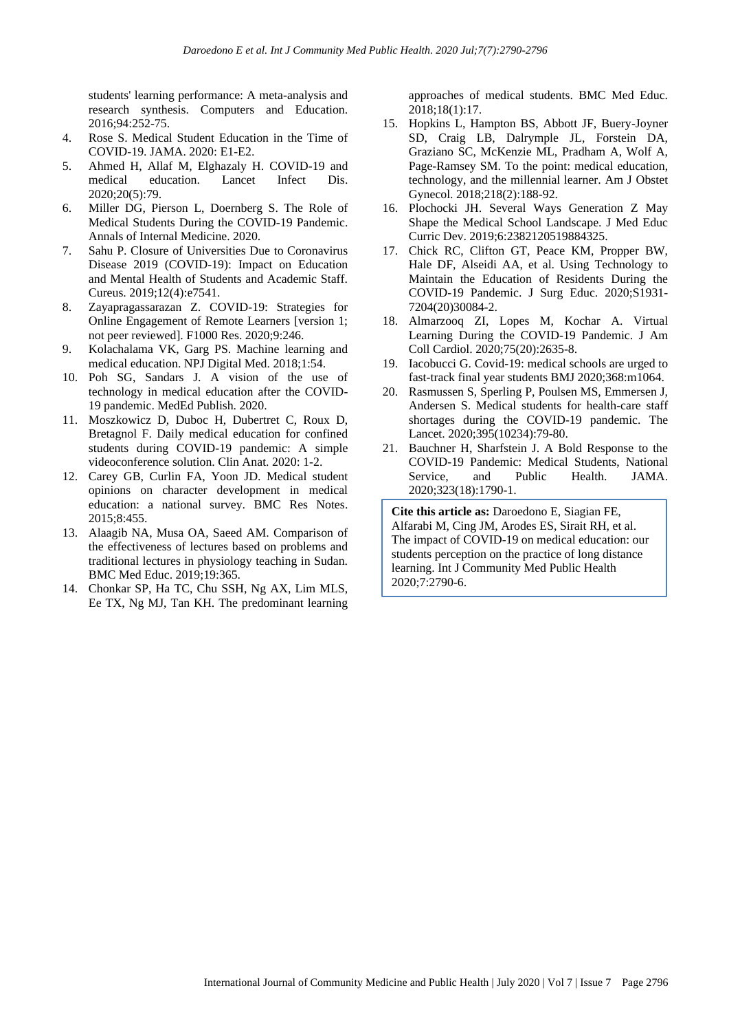students' learning performance: A meta-analysis and research synthesis. Computers and Education. 2016;94:252-75.

4. Rose S. Medical Student Education in the Time of COVID-19. JAMA. 2020: E1-E2.
5. Ahmed H, Allaf M, Elghazaly H. COVID-19 and medical education. Lancet Infect Dis. 2020;20(5):79.
6. Miller DG, Pierson L, Doernberg S. The Role of Medical Students During the COVID-19 Pandemic. Annals of Internal Medicine. 2020.
7. Sahu P. Closure of Universities Due to Coronavirus Disease 2019 (COVID-19): Impact on Education and Mental Health of Students and Academic Staff. Cureus. 2019;12(4):e7541.
8. Zayapragassarazan Z. COVID-19: Strategies for Online Engagement of Remote Learners [version 1; not peer reviewed]. F1000 Res. 2020;9:246.
9. Kolachalama VK, Garg PS. Machine learning and medical education. NPJ Digital Med. 2018;1:54.
10. Poh SG, Sandars J. A vision of the use of technology in medical education after the COVID-19 pandemic. MedEd Publish. 2020.
11. Moszkowicz D, Duboc H, Dubertret C, Roux D, Bretagnol F. Daily medical education for confined students during COVID-19 pandemic: A simple videoconference solution. Clin Anat. 2020: 1-2.
12. Carey GB, Curlin FA, Yoon JD. Medical student opinions on character development in medical education: a national survey. BMC Res Notes. 2015;8:455.
13. Alaagib NA, Musa OA, Saeed AM. Comparison of the effectiveness of lectures based on problems and traditional lectures in physiology teaching in Sudan. BMC Med Educ. 2019;19:365.
14. Chonkar SP, Ha TC, Chu SSH, Ng AX, Lim MLS, Ee TX, Ng MJ, Tan KH. The predominant learning approaches of medical students. BMC Med Educ. 2018;18(1):17.
15. Hopkins L, Hampton BS, Abbott JF, Buery-Joyner SD, Craig LB, Dalrymple JL, Forstein DA, Graziano SC, McKenzie ML, Pradham A, Wolf A, Page-Ramsey SM. To the point: medical education, technology, and the millennial learner. Am J Obstet Gynecol. 2018;218(2):188-92.
16. Plochocki JH. Several Ways Generation Z May Shape the Medical School Landscape. J Med Educ Curric Dev. 2019;6:2382120519884325.
17. Chick RC, Clifton GT, Peace KM, Propper BW, Hale DF, Alseidi AA, et al. Using Technology to Maintain the Education of Residents During the COVID-19 Pandemic. J Surg Educ. 2020;S1931-7204(20)30084-2.
18. Almarzooq ZI, Lopes M, Kochar A. Virtual Learning During the COVID-19 Pandemic. J Am Coll Cardiol. 2020;75(20):2635-8.
19. Iacobucci G. Covid-19: medical schools are urged to fast-track final year students BMJ 2020;368:m1064.
20. Rasmussen S, Sperling P, Poulsen MS, Emmersen J, Andersen S. Medical students for health-care staff shortages during the COVID-19 pandemic. The Lancet. 2020;395(10234):79-80.
21. Bauchner H, Sharfstein J. A Bold Response to the COVID-19 Pandemic: Medical Students, National Service, and Public Health. JAMA. 2020;323(18):1790-1.

**Cite this article as:** Daroedono E, Siagian FE, Alfarabi M, Cing JM, Arodes ES, Sirait RH, et al. The impact of COVID-19 on medical education: our students perception on the practice of long distance learning. Int J Community Med Public Health 2020;7:2790-6.